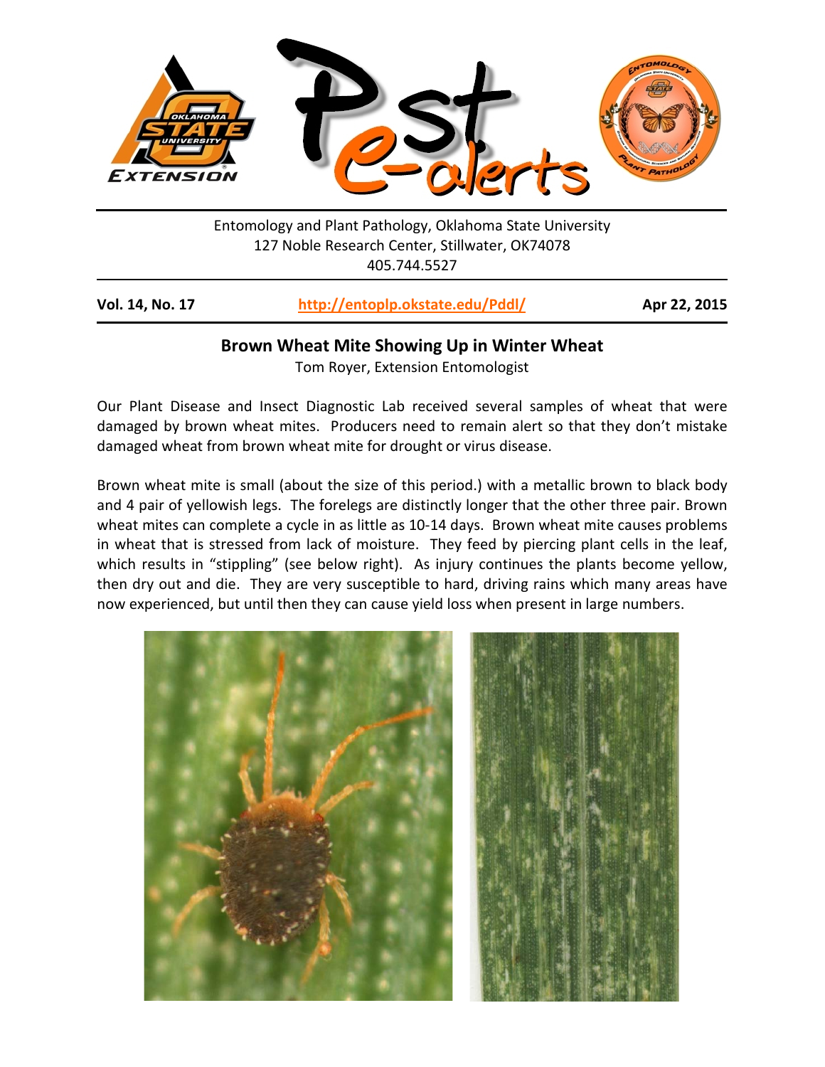Entomology and Plant Pathology, Oklahoma State University
127 Noble Research Center, Stillwater, OK74078
405.744.5527

**Vol. 14, No. 17** **http://entoplp.okstate.edu/Pddl/** **Apr 22, 2015**

## Brown Wheat Mite Showing Up in Winter Wheat

Tom Royer, Extension Entomologist

Our Plant Disease and Insect Diagnostic Lab received several samples of wheat that were damaged by brown wheat mites. Producers need to remain alert so that they don't mistake damaged wheat from brown wheat mite for drought or virus disease.

Brown wheat mite is small (about the size of this period.) with a metallic brown to black body and 4 pair of yellowish legs. The forelegs are distinctly longer that the other three pair. Brown wheat mites can complete a cycle in as little as 10-14 days. Brown wheat mite causes problems in wheat that is stressed from lack of moisture. They feed by piercing plant cells in the leaf, which results in "stippling" (see below right). As injury continues the plants become yellow, then dry out and die. They are very susceptible to hard, driving rains which many areas have now experienced, but until then they can cause yield loss when present in large numbers.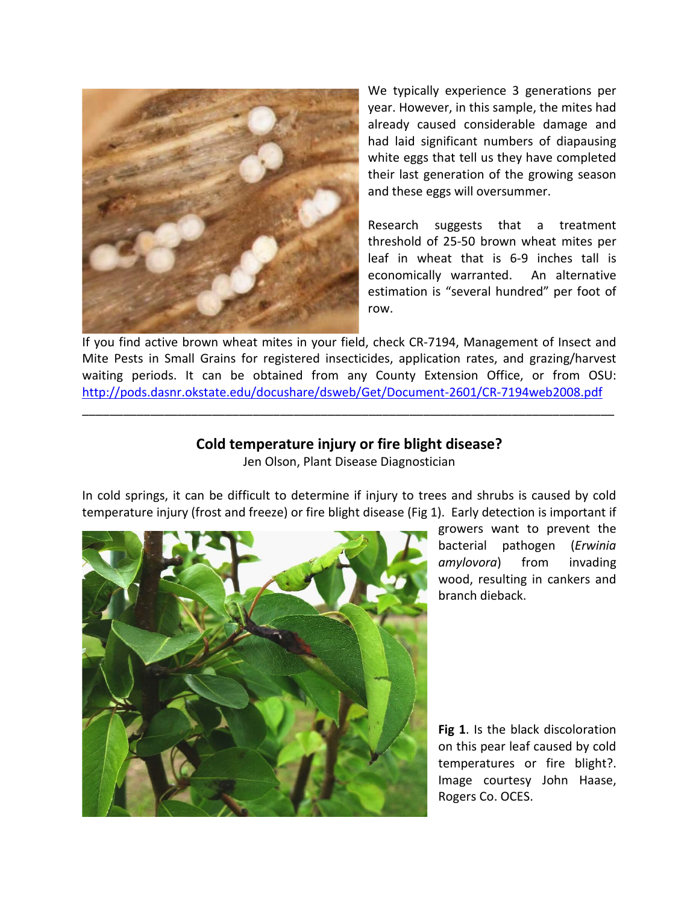We typically experience 3 generations per year. However, in this sample, the mites had already caused considerable damage and had laid significant numbers of diapausing white eggs that tell us they have completed their last generation of the growing season and these eggs will oversummer.

Research suggests that a treatment threshold of 25-50 brown wheat mites per leaf in wheat that is 6-9 inches tall is economically warranted. An alternative estimation is "several hundred" per foot of row.

If you find active brown wheat mites in your field, check CR-7194, Management of Insect and Mite Pests in Small Grains for registered insecticides, application rates, and grazing/harvest waiting periods. It can be obtained from any County Extension Office, or from OSU: http://pods.dasnr.okstate.edu/docushare/dsweb/Get/Document-2601/CR-7194web2008.pdf

---

## Cold temperature injury or fire blight disease?

Jen Olson, Plant Disease Diagnostician

In cold springs, it can be difficult to determine if injury to trees and shrubs is caused by cold temperature injury (frost and freeze) or fire blight disease (Fig 1). Early detection is important if growers want to prevent the bacterial pathogen (*Erwinia amylovora*) from invading wood, resulting in cankers and branch dieback.

**Fig 1**. Is the black discoloration on this pear leaf caused by cold temperatures or fire blight?. Image courtesy John Haase, Rogers Co. OCES.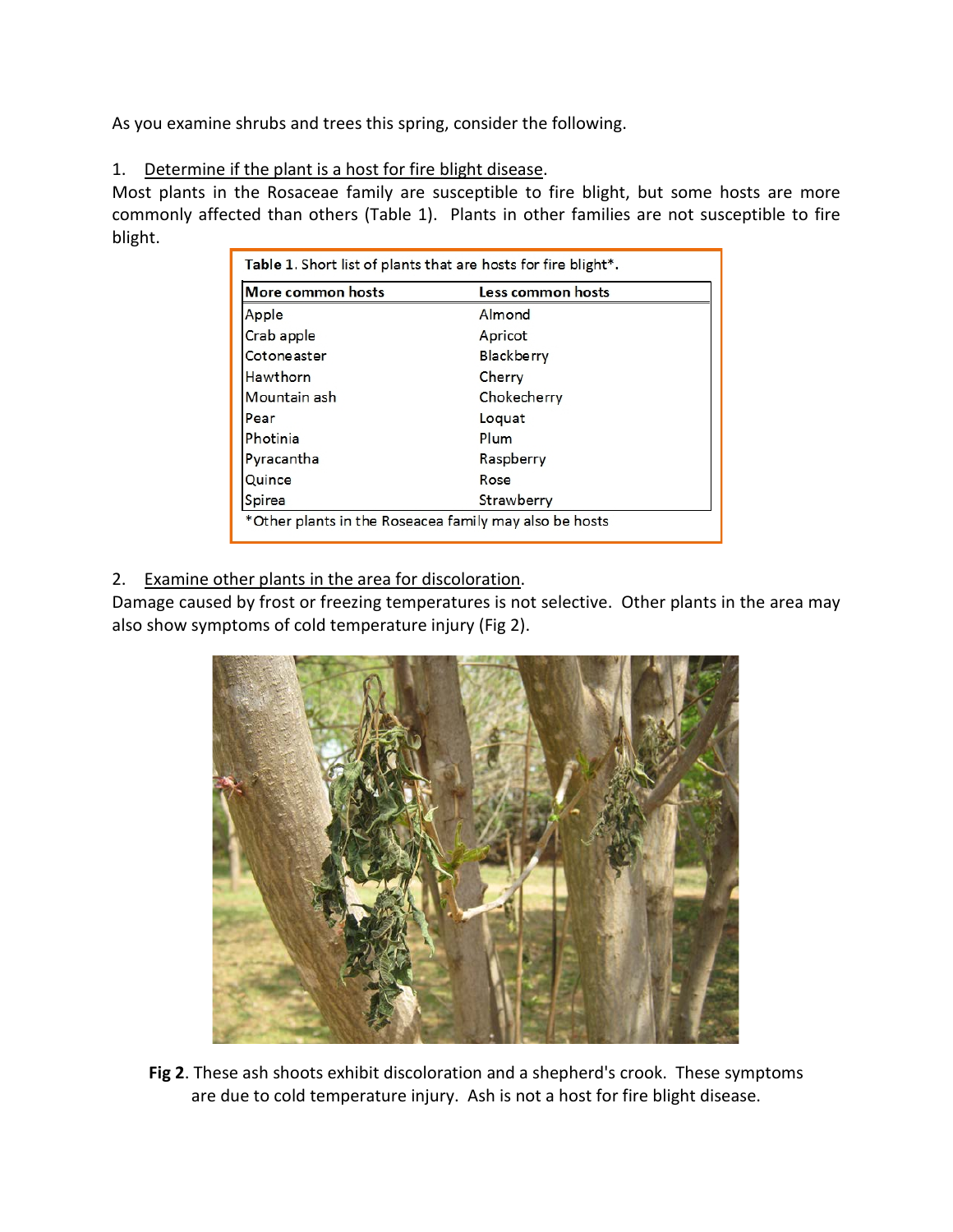As you examine shrubs and trees this spring, consider the following.

1. Determine if the plant is a host for fire blight disease.

Most plants in the Rosaceae family are susceptible to fire blight, but some hosts are more commonly affected than others (Table 1). Plants in other families are not susceptible to fire blight.

**Table 1**. Short list of plants that are hosts for fire blight*.

| More common hosts | Less common hosts |
|---|---|
| Apple | Almond |
| Crab apple | Apricot |
| Cotoneaster | Blackberry |
| Hawthorn | Cherry |
| Mountain ash | Chokecherry |
| Pear | Loquat |
| Photinia | Plum |
| Pyracantha | Raspberry |
| Quince | Rose |
| Spirea | Strawberry |

*Other plants in the Roseacea family may also be hosts

2. Examine other plants in the area for discoloration.

Damage caused by frost or freezing temperatures is not selective. Other plants in the area may also show symptoms of cold temperature injury (Fig 2).

**Fig 2**. These ash shoots exhibit discoloration and a shepherd's crook. These symptoms are due to cold temperature injury. Ash is not a host for fire blight disease.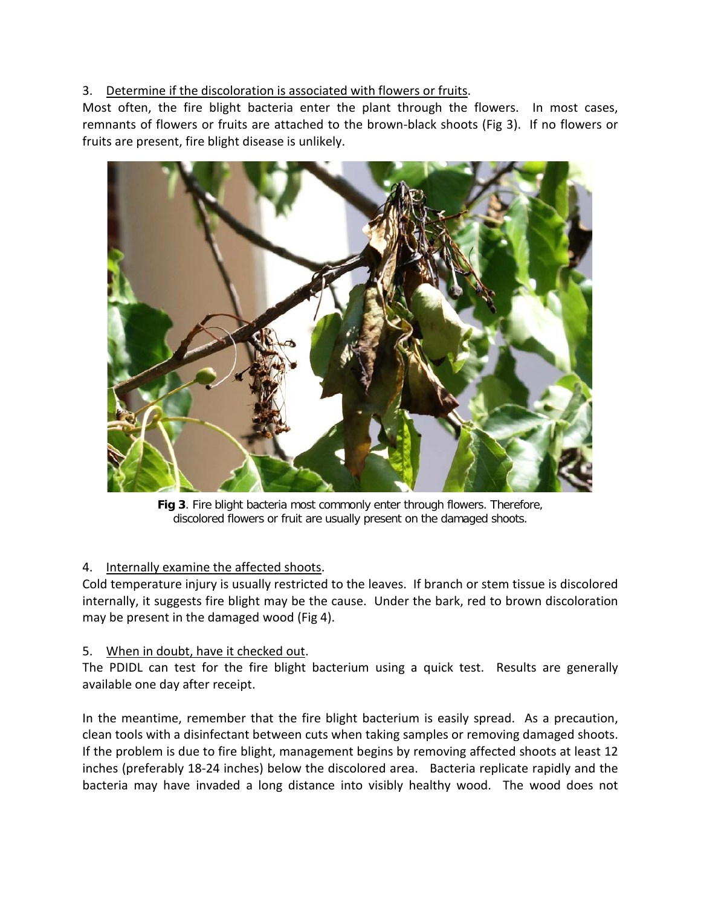3. Determine if the discoloration is associated with flowers or fruits.

Most often, the fire blight bacteria enter the plant through the flowers. In most cases, remnants of flowers or fruits are attached to the brown-black shoots (Fig 3). If no flowers or fruits are present, fire blight disease is unlikely.

**Fig 3**. Fire blight bacteria most commonly enter through flowers. Therefore, discolored flowers or fruit are usually present on the damaged shoots.

4. Internally examine the affected shoots.

Cold temperature injury is usually restricted to the leaves. If branch or stem tissue is discolored internally, it suggests fire blight may be the cause. Under the bark, red to brown discoloration may be present in the damaged wood (Fig 4).

5. When in doubt, have it checked out.

The PDIDL can test for the fire blight bacterium using a quick test. Results are generally available one day after receipt.

In the meantime, remember that the fire blight bacterium is easily spread. As a precaution, clean tools with a disinfectant between cuts when taking samples or removing damaged shoots. If the problem is due to fire blight, management begins by removing affected shoots at least 12 inches (preferably 18-24 inches) below the discolored area. Bacteria replicate rapidly and the bacteria may have invaded a long distance into visibly healthy wood. The wood does not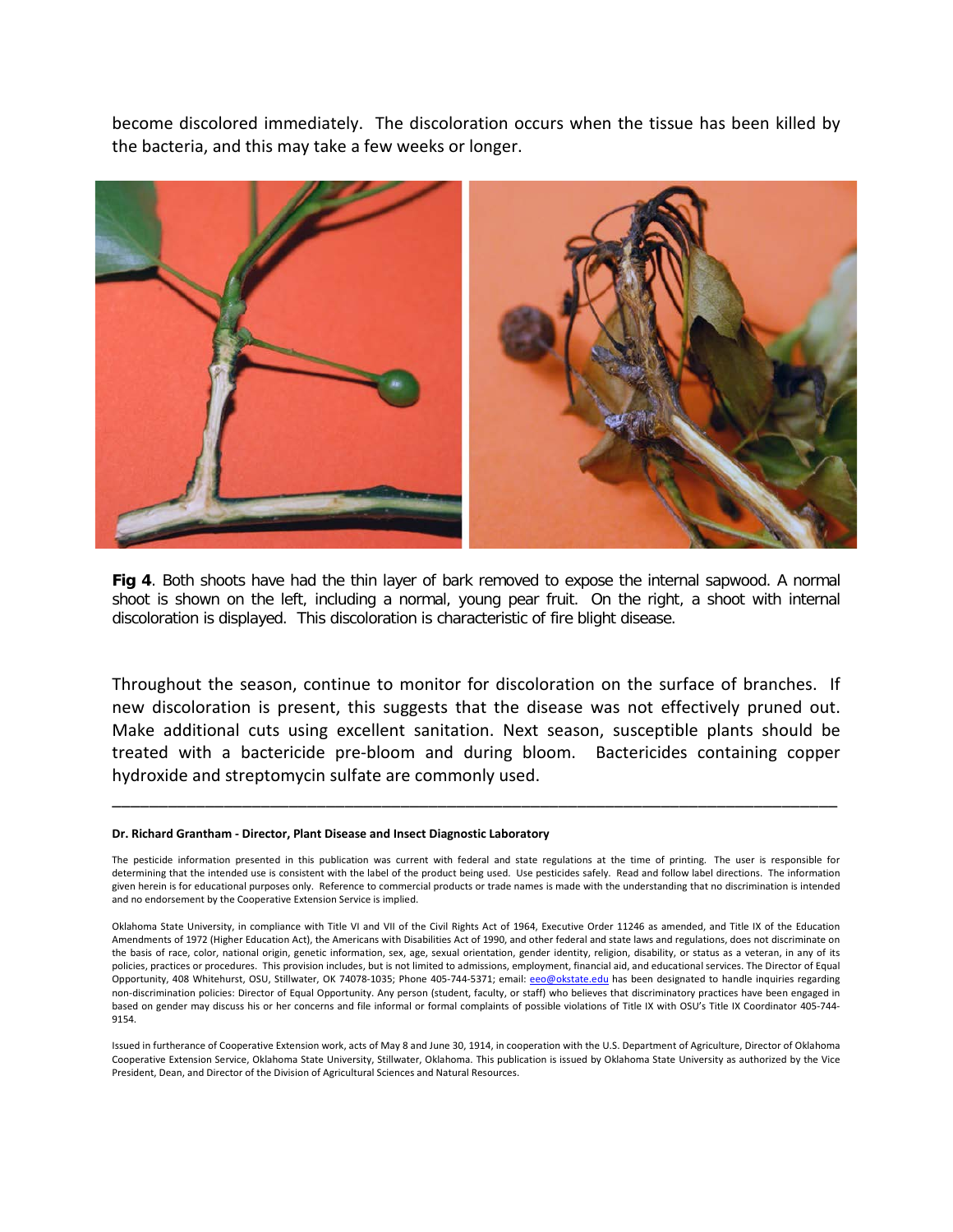become discolored immediately. The discoloration occurs when the tissue has been killed by the bacteria, and this may take a few weeks or longer.

**Fig 4**. Both shoots have had the thin layer of bark removed to expose the internal sapwood. A normal shoot is shown on the left, including a normal, young pear fruit. On the right, a shoot with internal discoloration is displayed. This discoloration is characteristic of fire blight disease.

Throughout the season, continue to monitor for discoloration on the surface of branches. If new discoloration is present, this suggests that the disease was not effectively pruned out. Make additional cuts using excellent sanitation. Next season, susceptible plants should be treated with a bactericide pre-bloom and during bloom. Bactericides containing copper hydroxide and streptomycin sulfate are commonly used.

---

**Dr. Richard Grantham - Director, Plant Disease and Insect Diagnostic Laboratory**

The pesticide information presented in this publication was current with federal and state regulations at the time of printing. The user is responsible for determining that the intended use is consistent with the label of the product being used. Use pesticides safely. Read and follow label directions. The information given herein is for educational purposes only. Reference to commercial products or trade names is made with the understanding that no discrimination is intended and no endorsement by the Cooperative Extension Service is implied.

Oklahoma State University, in compliance with Title VI and VII of the Civil Rights Act of 1964, Executive Order 11246 as amended, and Title IX of the Education Amendments of 1972 (Higher Education Act), the Americans with Disabilities Act of 1990, and other federal and state laws and regulations, does not discriminate on the basis of race, color, national origin, genetic information, sex, age, sexual orientation, gender identity, religion, disability, or status as a veteran, in any of its policies, practices or procedures. This provision includes, but is not limited to admissions, employment, financial aid, and educational services. The Director of Equal Opportunity, 408 Whitehurst, OSU, Stillwater, OK 74078-1035; Phone 405-744-5371; email: eeo@okstate.edu has been designated to handle inquiries regarding non-discrimination policies: Director of Equal Opportunity. Any person (student, faculty, or staff) who believes that discriminatory practices have been engaged in based on gender may discuss his or her concerns and file informal or formal complaints of possible violations of Title IX with OSU's Title IX Coordinator 405-744-9154.

Issued in furtherance of Cooperative Extension work, acts of May 8 and June 30, 1914, in cooperation with the U.S. Department of Agriculture, Director of Oklahoma Cooperative Extension Service, Oklahoma State University, Stillwater, Oklahoma. This publication is issued by Oklahoma State University as authorized by the Vice President, Dean, and Director of the Division of Agricultural Sciences and Natural Resources.